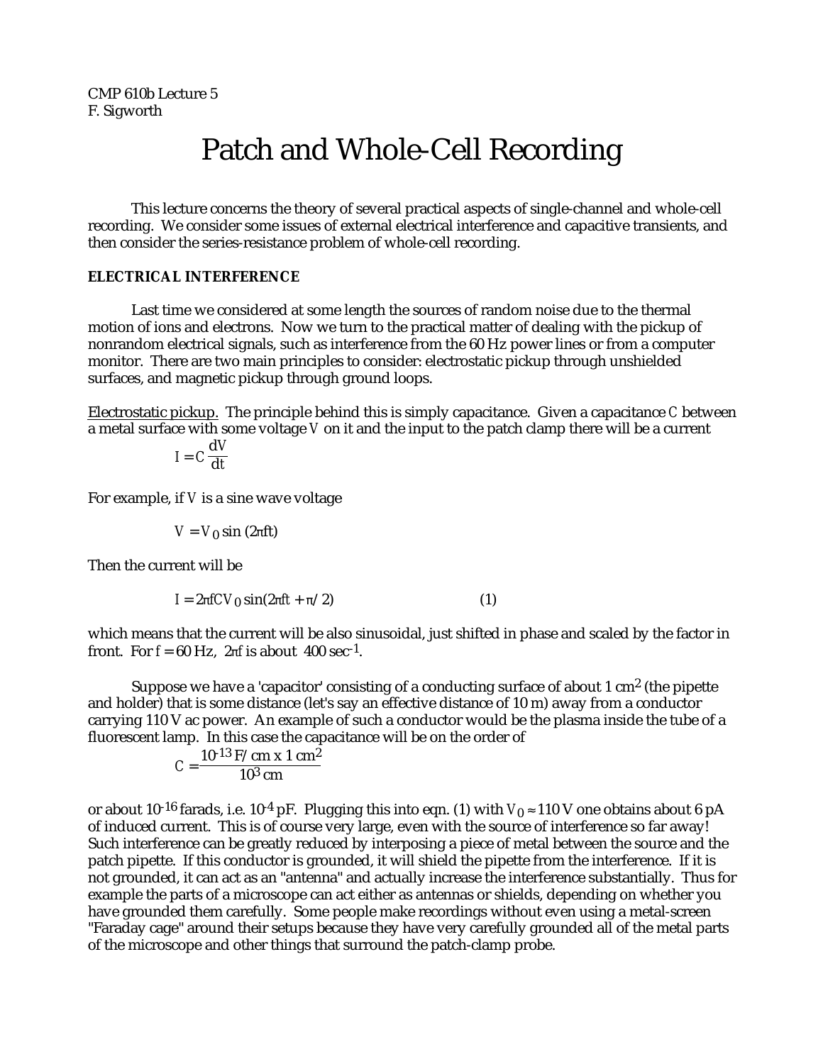CMP 610b Lecture 5
F. Sigworth

# Patch and Whole-Cell Recording

This lecture concerns the theory of several practical aspects of single-channel and whole-cell recording. We consider some issues of external electrical interference and capacitive transients, and then consider the series-resistance problem of whole-cell recording.

## ELECTRICAL INTERFERENCE

Last time we considered at some length the sources of random noise due to the thermal motion of ions and electrons. Now we turn to the practical matter of dealing with the pickup of nonrandom electrical signals, such as interference from the 60 Hz power lines or from a computer monitor. There are two main principles to consider: electrostatic pickup through unshielded surfaces, and magnetic pickup through ground loops.

Electrostatic pickup. The principle behind this is simply capacitance. Given a capacitance $C$ between a metal surface with some voltage $V$ on it and the input to the patch clamp there will be a current

$$I = C\frac{dV}{dt}$$

For example, if $V$ is a sine wave voltage

$$V = V_0 \sin(2\pi ft)$$

Then the current will be

$$I = 2\pi fCV_0 \sin(2\pi ft + \pi/2) \qquad (1)$$

which means that the current will be also sinusoidal, just shifted in phase and scaled by the factor in front. For $f = 60$ Hz, $2\pi f$ is about $400\ \text{sec}^{-1}$.

Suppose we have a 'capacitor' consisting of a conducting surface of about 1 $\text{cm}^2$ (the pipette and holder) that is some distance (let's say an effective distance of 10 m) away from a conductor carrying 110 V ac power. An example of such a conductor would be the plasma inside the tube of a fluorescent lamp. In this case the capacitance will be on the order of

$$C = \frac{10^{-13}\ \text{F/cm x 1 cm}^2}{10^3\ \text{cm}}$$

or about $10^{-16}$ farads, i.e. $10^{-4}$ pF. Plugging this into eqn. (1) with $V_0 \approx 110$ V one obtains about 6 pA of induced current. This is of course very large, even with the source of interference so far away! Such interference can be greatly reduced by interposing a piece of metal between the source and the patch pipette. If this conductor is grounded, it will shield the pipette from the interference. If it is not grounded, it can act as an "antenna" and actually increase the interference substantially. Thus for example the parts of a microscope can act either as antennas or shields, depending on whether you have grounded them carefully. Some people make recordings without even using a metal-screen "Faraday cage" around their setups because they have very carefully grounded all of the metal parts of the microscope and other things that surround the patch-clamp probe.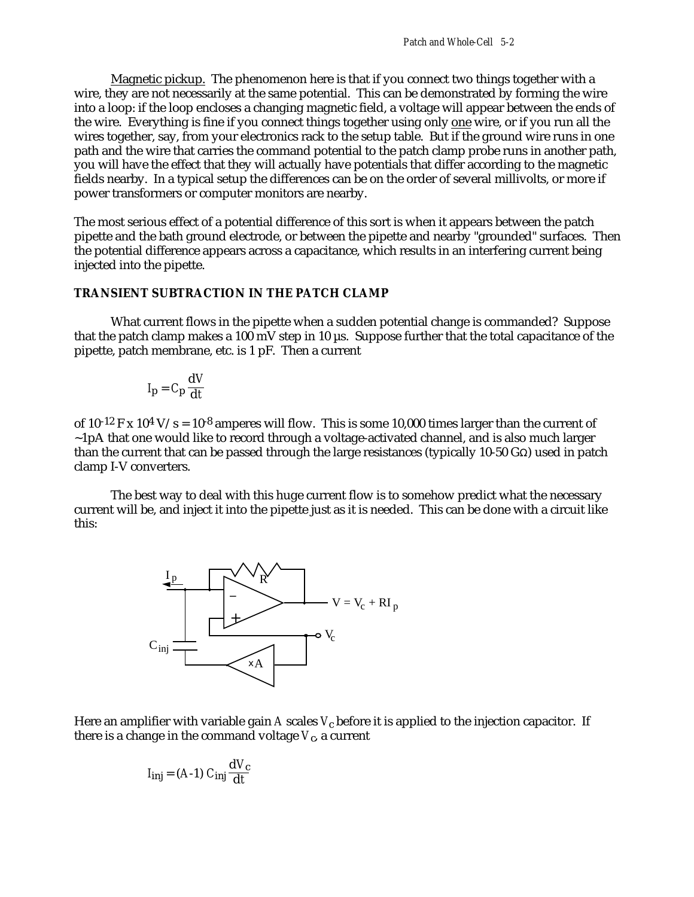Magnetic pickup. The phenomenon here is that if you connect two things together with a wire, they are not necessarily at the same potential. This can be demonstrated by forming the wire into a loop: if the loop encloses a changing magnetic field, a voltage will appear between the ends of the wire. Everything is fine if you connect things together using only one wire, or if you run all the wires together, say, from your electronics rack to the setup table. But if the ground wire runs in one path and the wire that carries the command potential to the patch clamp probe runs in another path, you will have the effect that they will actually have potentials that differ according to the magnetic fields nearby. In a typical setup the differences can be on the order of several millivolts, or more if power transformers or computer monitors are nearby.

The most serious effect of a potential difference of this sort is when it appears between the patch pipette and the bath ground electrode, or between the pipette and nearby "grounded" surfaces. Then the potential difference appears across a capacitance, which results in an interfering current being injected into the pipette.

### TRANSIENT SUBTRACTION IN THE PATCH CLAMP

What current flows in the pipette when a sudden potential change is commanded? Suppose that the patch clamp makes a 100 mV step in 10 µs. Suppose further that the total capacitance of the pipette, patch membrane, etc. is 1 pF. Then a current

$$I_p = C_p \frac{dV}{dt}$$

of $10^{-12}$ F x $10^4$ V/s = $10^{-8}$ amperes will flow. This is some 10,000 times larger than the current of ~1pA that one would like to record through a voltage-activated channel, and is also much larger than the current that can be passed through the large resistances (typically 10-50 GΩ) used in patch clamp I-V converters.

The best way to deal with this huge current flow is to somehow predict what the necessary current will be, and inject it into the pipette just as it is needed. This can be done with a circuit like this:

Here an amplifier with variable gain $A$ scales $V_c$ before it is applied to the injection capacitor. If there is a change in the command voltage $V_c$, a current

$$I_{inj} = (A-1)\, C_{inj} \frac{dV_c}{dt}$$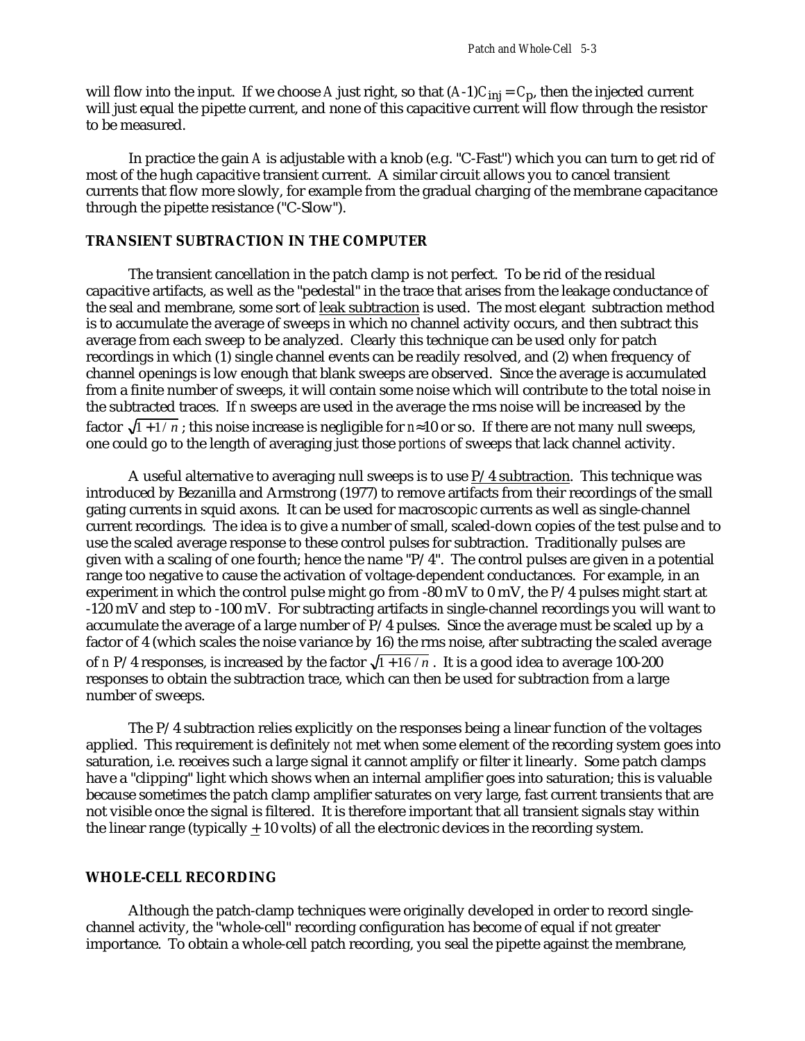will flow into the input. If we choose $A$ just right, so that $(A\text{-}1)C_{inj} = C_p$, then the injected current will just equal the pipette current, and none of this capacitive current will flow through the resistor to be measured.

In practice the gain $A$ is adjustable with a knob (e.g. "C-Fast") which you can turn to get rid of most of the hugh capacitive transient current. A similar circuit allows you to cancel transient currents that flow more slowly, for example from the gradual charging of the membrane capacitance through the pipette resistance ("C-Slow").

## TRANSIENT SUBTRACTION IN THE COMPUTER

The transient cancellation in the patch clamp is not perfect. To be rid of the residual capacitive artifacts, as well as the "pedestal" in the trace that arises from the leakage conductance of the seal and membrane, some sort of <u>leak subtraction</u> is used. The most elegant subtraction method is to accumulate the average of sweeps in which no channel activity occurs, and then subtract this average from each sweep to be analyzed. Clearly this technique can be used only for patch recordings in which (1) single channel events can be readily resolved, and (2) when frequency of channel openings is low enough that blank sweeps are observed. Since the average is accumulated from a finite number of sweeps, it will contain some noise which will contribute to the total noise in the subtracted traces. If $n$ sweeps are used in the average the rms noise will be increased by the factor $\sqrt{1+1/n}$ ; this noise increase is negligible for $n \approx 10$ or so. If there are not many null sweeps, one could go to the length of averaging just those *portions* of sweeps that lack channel activity.

A useful alternative to averaging null sweeps is to use <u>P/4 subtraction</u>. This technique was introduced by Bezanilla and Armstrong (1977) to remove artifacts from their recordings of the small gating currents in squid axons. It can be used for macroscopic currents as well as single-channel current recordings. The idea is to give a number of small, scaled-down copies of the test pulse and to use the scaled average response to these control pulses for subtraction. Traditionally pulses are given with a scaling of one fourth; hence the name "P/4". The control pulses are given in a potential range too negative to cause the activation of voltage-dependent conductances. For example, in an experiment in which the control pulse might go from -80 mV to 0 mV, the P/4 pulses might start at -120 mV and step to -100 mV. For subtracting artifacts in single-channel recordings you will want to accumulate the average of a large number of P/4 pulses. Since the average must be scaled up by a factor of 4 (which scales the noise variance by 16) the rms noise, after subtracting the scaled average of $n$ P/4 responses, is increased by the factor $\sqrt{1+16/n}$ . It is a good idea to average 100-200 responses to obtain the subtraction trace, which can then be used for subtraction from a large number of sweeps.

The P/4 subtraction relies explicitly on the responses being a linear function of the voltages applied. This requirement is definitely *not* met when some element of the recording system goes into saturation, i.e. receives such a large signal it cannot amplify or filter it linearly. Some patch clamps have a "clipping" light which shows when an internal amplifier goes into saturation; this is valuable because sometimes the patch clamp amplifier saturates on very large, fast current transients that are not visible once the signal is filtered. It is therefore important that all transient signals stay within the linear range (typically $\pm$ 10 volts) of all the electronic devices in the recording system.

## WHOLE-CELL RECORDING

Although the patch-clamp techniques were originally developed in order to record single-channel activity, the "whole-cell" recording configuration has become of equal if not greater importance. To obtain a whole-cell patch recording, you seal the pipette against the membrane,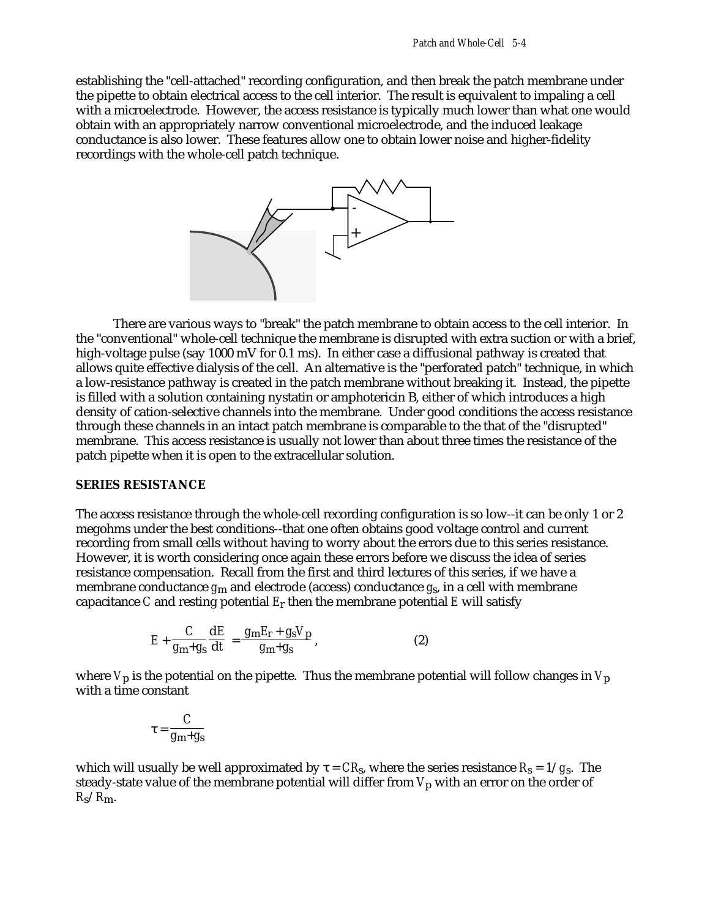establishing the "cell-attached" recording configuration, and then break the patch membrane under the pipette to obtain electrical access to the cell interior. The result is equivalent to impaling a cell with a microelectrode. However, the access resistance is typically much lower than what one would obtain with an appropriately narrow conventional microelectrode, and the induced leakage conductance is also lower. These features allow one to obtain lower noise and higher-fidelity recordings with the whole-cell patch technique.

There are various ways to "break" the patch membrane to obtain access to the cell interior. In the "conventional" whole-cell technique the membrane is disrupted with extra suction or with a brief, high-voltage pulse (say 1000 mV for 0.1 ms). In either case a diffusional pathway is created that allows quite effective dialysis of the cell. An alternative is the "perforated patch" technique, in which a low-resistance pathway is created in the patch membrane without breaking it. Instead, the pipette is filled with a solution containing nystatin or amphotericin B, either of which introduces a high density of cation-selective channels into the membrane. Under good conditions the access resistance through these channels in an intact patch membrane is comparable to the that of the "disrupted" membrane. This access resistance is usually not lower than about three times the resistance of the patch pipette when it is open to the extracellular solution.

**SERIES RESISTANCE**

The access resistance through the whole-cell recording configuration is so low--it can be only 1 or 2 megohms under the best conditions--that one often obtains good voltage control and current recording from small cells without having to worry about the errors due to this series resistance. However, it is worth considering once again these errors before we discuss the idea of series resistance compensation. Recall from the first and third lectures of this series, if we have a membrane conductance $g_m$ and electrode (access) conductance $g_s$, in a cell with membrane capacitance $C$ and resting potential $E_r$ then the membrane potential $E$ will satisfy

$$E + \frac{C}{g_m + g_s}\frac{dE}{dt} = \frac{g_m E_r + g_s V_p}{g_m + g_s}, \qquad (2)$$

where $V_p$ is the potential on the pipette. Thus the membrane potential will follow changes in $V_p$ with a time constant

$$\tau = \frac{C}{g_m + g_s}$$

which will usually be well approximated by $\tau = CR_s$, where the series resistance $R_s = 1/g_s$. The steady-state value of the membrane potential will differ from $V_p$ with an error on the order of $R_s/R_m$.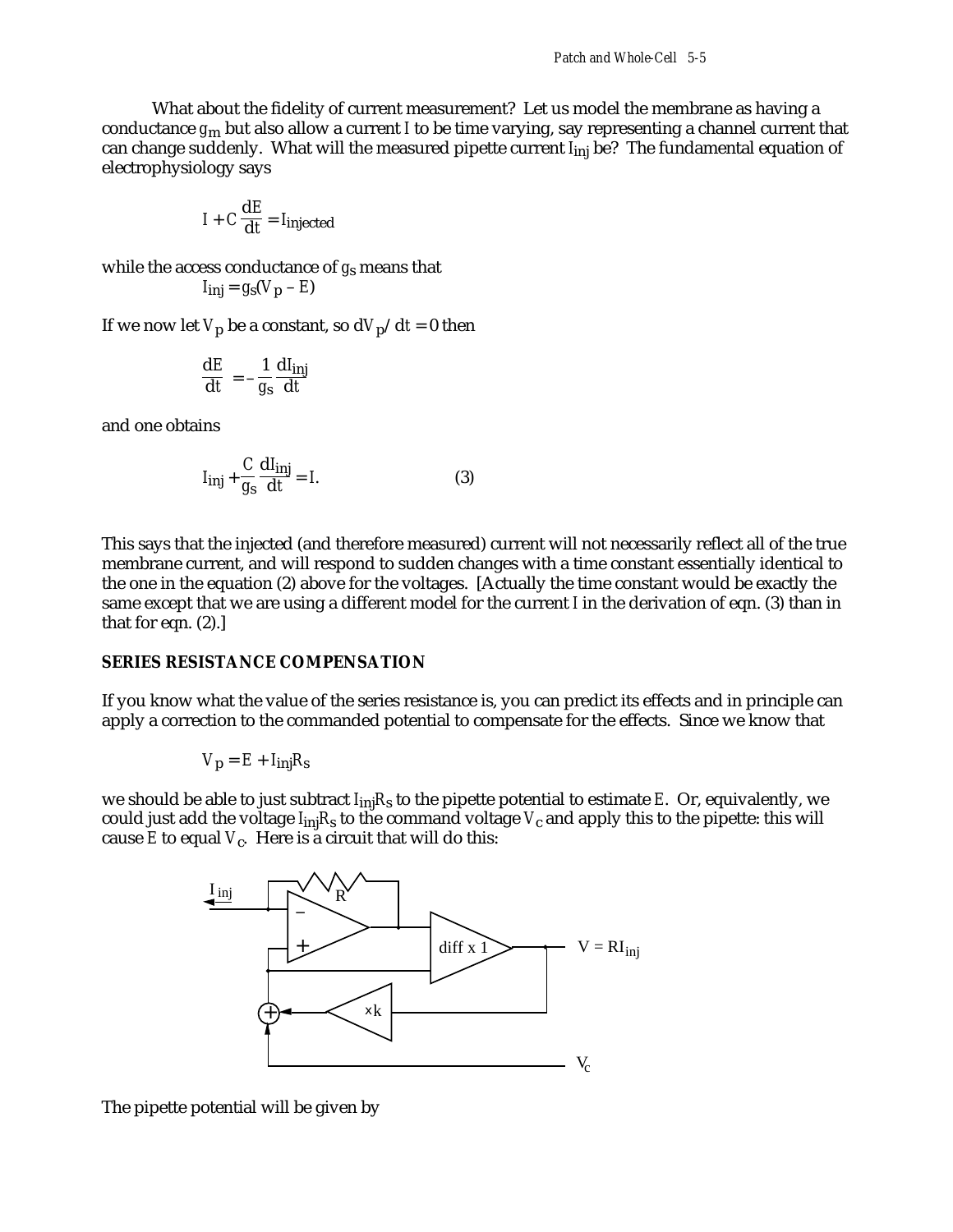What about the fidelity of current measurement? Let us model the membrane as having a conductance $g_m$ but also allow a current $I$ to be time varying, say representing a channel current that can change suddenly. What will the measured pipette current $I_{inj}$ be? The fundamental equation of electrophysiology says

$$I + C\frac{dE}{dt} = I_{injected}$$

while the access conductance of $g_S$ means that

$$I_{inj} = g_S(V_p - E)$$

If we now let $V_p$ be a constant, so $dV_p/dt = 0$ then

$$\frac{dE}{dt} = -\frac{1}{g_S}\frac{dI_{inj}}{dt}$$

and one obtains

$$I_{inj} + \frac{C}{g_S}\frac{dI_{inj}}{dt} = I. \qquad (3)$$

This says that the injected (and therefore measured) current will not necessarily reflect all of the true membrane current, and will respond to sudden changes with a time constant essentially identical to the one in the equation (2) above for the voltages. [Actually the time constant would be exactly the same except that we are using a different model for the current $I$ in the derivation of eqn. (3) than in that for eqn. (2).]

## SERIES RESISTANCE COMPENSATION

If you know what the value of the series resistance is, you can predict its effects and in principle can apply a correction to the commanded potential to compensate for the effects. Since we know that

$$V_p = E + I_{inj}R_S$$

we should be able to just subtract $I_{inj}R_S$ to the pipette potential to estimate $E$. Or, equivalently, we could just add the voltage $I_{inj}R_S$ to the command voltage $V_c$ and apply this to the pipette: this will cause $E$ to equal $V_c$. Here is a circuit that will do this:

The pipette potential will be given by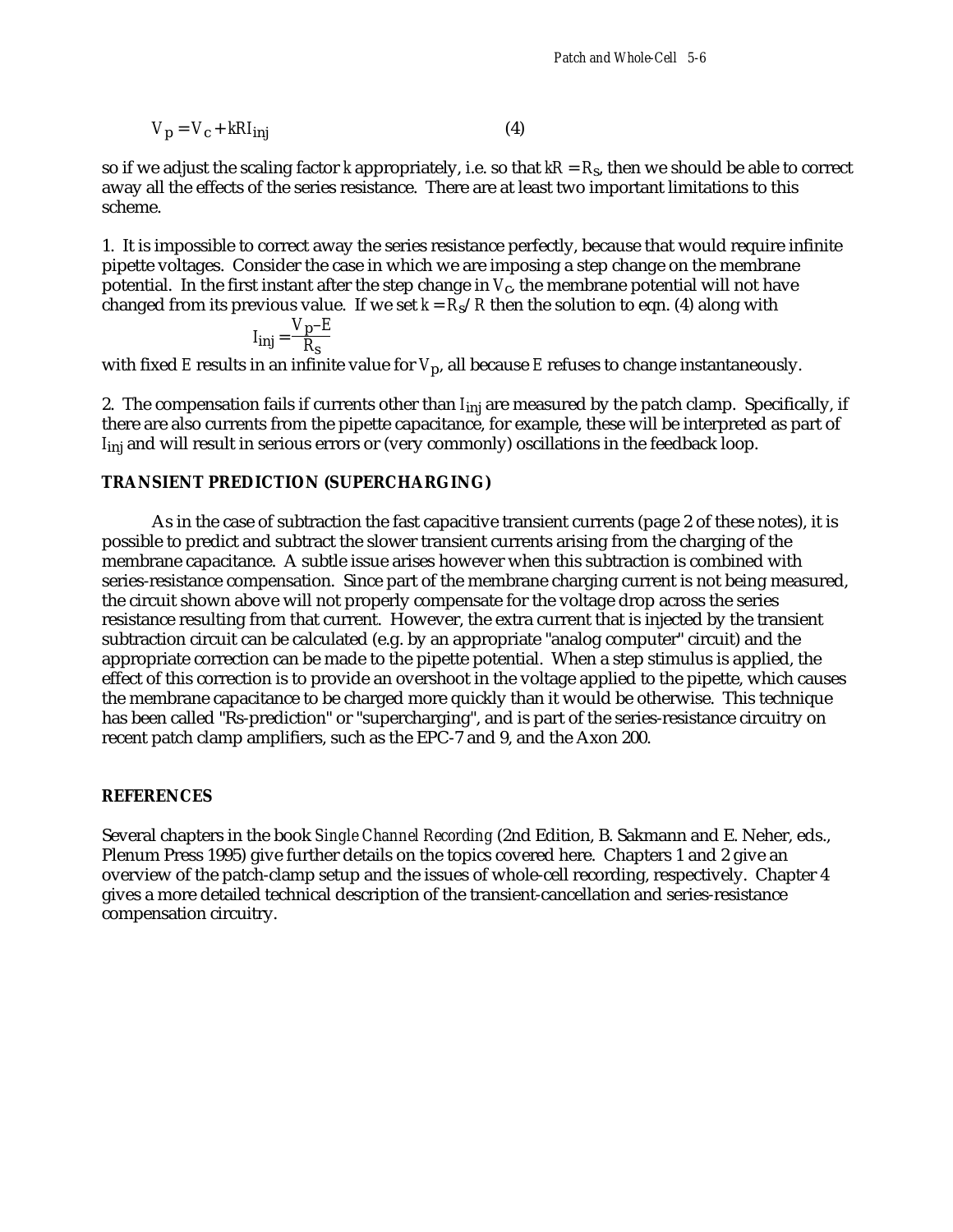$$V_p = V_c + kRI_{inj} \qquad (4)$$

so if we adjust the scaling factor $k$ appropriately, i.e. so that $kR = R_s$, then we should be able to correct away all the effects of the series resistance. There are at least two important limitations to this scheme.

1. It is impossible to correct away the series resistance perfectly, because that would require infinite pipette voltages. Consider the case in which we are imposing a step change on the membrane potential. In the first instant after the step change in $V_c$, the membrane potential will not have changed from its previous value. If we set $k = R_s/R$ then the solution to eqn. (4) along with

$$I_{inj} = \frac{V_p - E}{R_s}$$

with fixed $E$ results in an infinite value for $V_p$, all because $E$ refuses to change instantaneously.

2. The compensation fails if currents other than $I_{inj}$ are measured by the patch clamp. Specifically, if there are also currents from the pipette capacitance, for example, these will be interpreted as part of $I_{inj}$ and will result in serious errors or (very commonly) oscillations in the feedback loop.

**TRANSIENT PREDICTION (SUPERCHARGING)**

As in the case of subtraction the fast capacitive transient currents (page 2 of these notes), it is possible to predict and subtract the slower transient currents arising from the charging of the membrane capacitance. A subtle issue arises however when this subtraction is combined with series-resistance compensation. Since part of the membrane charging current is not being measured, the circuit shown above will not properly compensate for the voltage drop across the series resistance resulting from that current. However, the extra current that is injected by the transient subtraction circuit can be calculated (e.g. by an appropriate "analog computer" circuit) and the appropriate correction can be made to the pipette potential. When a step stimulus is applied, the effect of this correction is to provide an overshoot in the voltage applied to the pipette, which causes the membrane capacitance to be charged more quickly than it would be otherwise. This technique has been called "Rs-prediction" or "supercharging", and is part of the series-resistance circuitry on recent patch clamp amplifiers, such as the EPC-7 and 9, and the Axon 200.

**REFERENCES**

Several chapters in the book *Single Channel Recording* (2nd Edition, B. Sakmann and E. Neher, eds., Plenum Press 1995) give further details on the topics covered here. Chapters 1 and 2 give an overview of the patch-clamp setup and the issues of whole-cell recording, respectively. Chapter 4 gives a more detailed technical description of the transient-cancellation and series-resistance compensation circuitry.